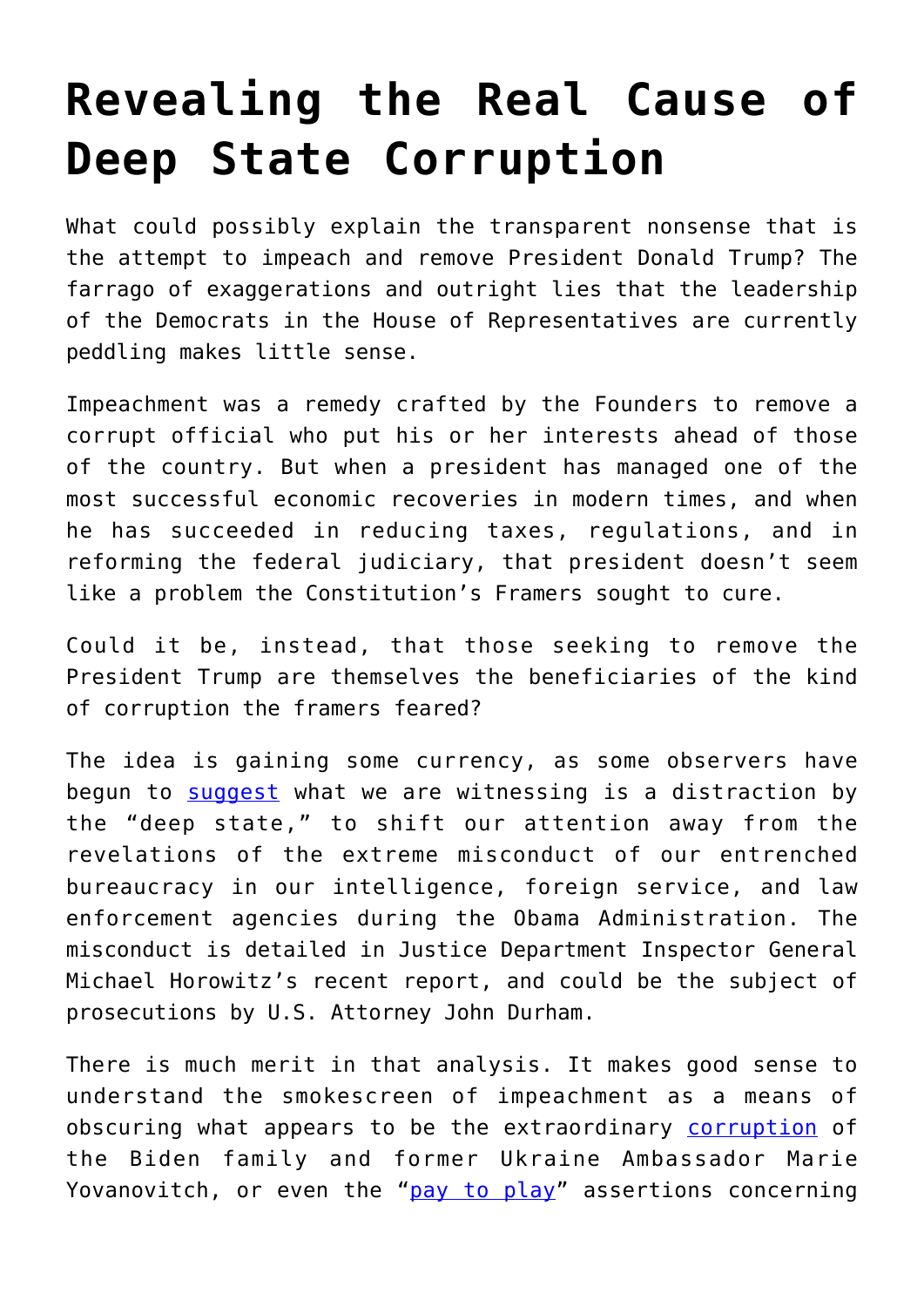# Revealing the Real Cause of Deep State Corruption

What could possibly explain the transparent nonsense that is the attempt to impeach and remove President Donald Trump? The farrago of exaggerations and outright lies that the leadership of the Democrats in the House of Representatives are currently peddling makes little sense.

Impeachment was a remedy crafted by the Founders to remove a corrupt official who put his or her interests ahead of those of the country. But when a president has managed one of the most successful economic recoveries in modern times, and when he has succeeded in reducing taxes, regulations, and in reforming the federal judiciary, that president doesn't seem like a problem the Constitution's Framers sought to cure.

Could it be, instead, that those seeking to remove the President Trump are themselves the beneficiaries of the kind of corruption the framers feared?

The idea is gaining some currency, as some observers have begun to suggest what we are witnessing is a distraction by the "deep state," to shift our attention away from the revelations of the extreme misconduct of our entrenched bureaucracy in our intelligence, foreign service, and law enforcement agencies during the Obama Administration. The misconduct is detailed in Justice Department Inspector General Michael Horowitz's recent report, and could be the subject of prosecutions by U.S. Attorney John Durham.

There is much merit in that analysis. It makes good sense to understand the smokescreen of impeachment as a means of obscuring what appears to be the extraordinary corruption of the Biden family and former Ukraine Ambassador Marie Yovanovitch, or even the "pay to play" assertions concerning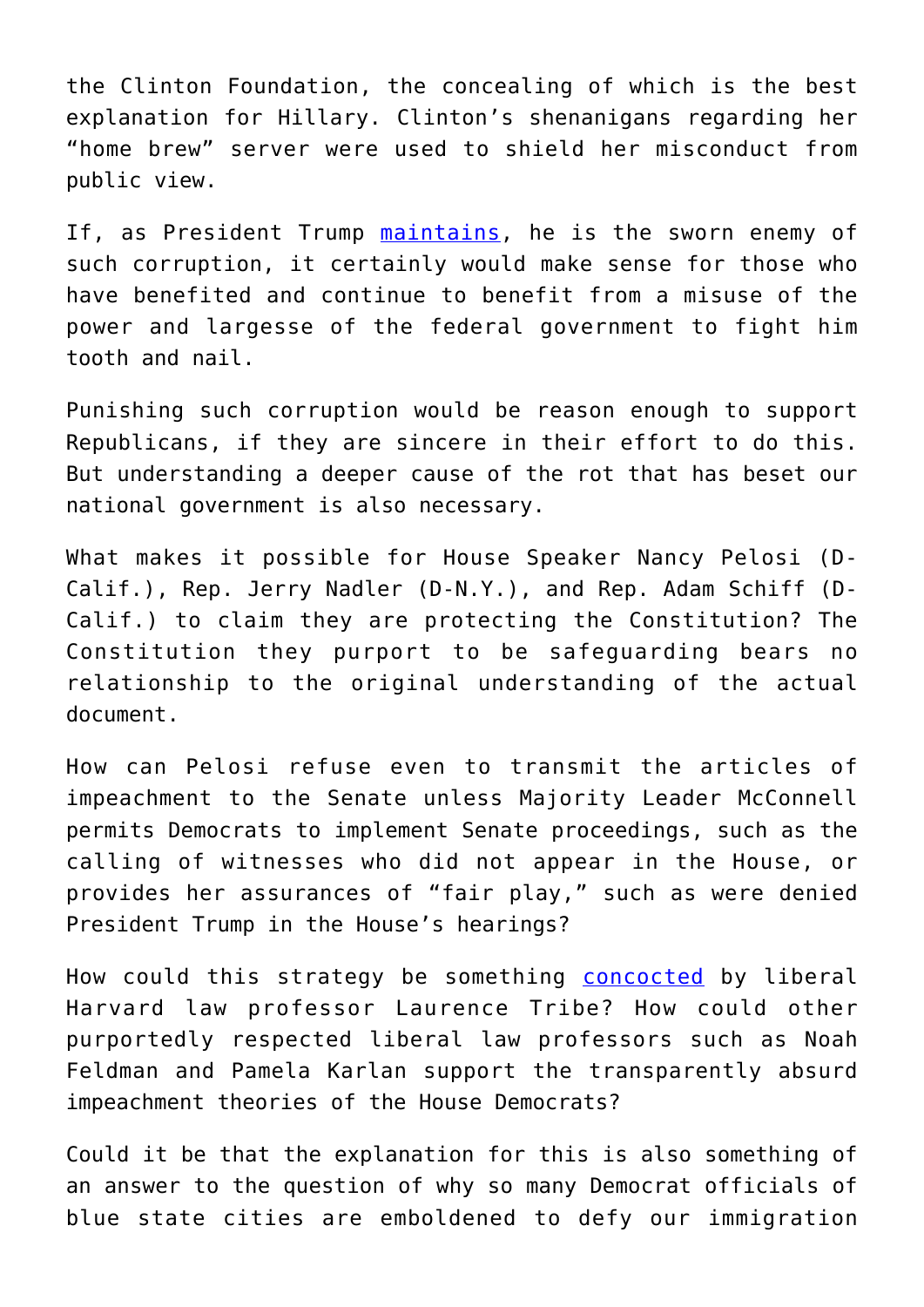the Clinton Foundation, the concealing of which is the best explanation for Hillary. Clinton's shenanigans regarding her "home brew" server were used to shield her misconduct from public view.

If, as President Trump maintains, he is the sworn enemy of such corruption, it certainly would make sense for those who have benefited and continue to benefit from a misuse of the power and largesse of the federal government to fight him tooth and nail.

Punishing such corruption would be reason enough to support Republicans, if they are sincere in their effort to do this. But understanding a deeper cause of the rot that has beset our national government is also necessary.

What makes it possible for House Speaker Nancy Pelosi (D-Calif.), Rep. Jerry Nadler (D-N.Y.), and Rep. Adam Schiff (D-Calif.) to claim they are protecting the Constitution? The Constitution they purport to be safeguarding bears no relationship to the original understanding of the actual document.

How can Pelosi refuse even to transmit the articles of impeachment to the Senate unless Majority Leader McConnell permits Democrats to implement Senate proceedings, such as the calling of witnesses who did not appear in the House, or provides her assurances of "fair play," such as were denied President Trump in the House's hearings?

How could this strategy be something concocted by liberal Harvard law professor Laurence Tribe? How could other purportedly respected liberal law professors such as Noah Feldman and Pamela Karlan support the transparently absurd impeachment theories of the House Democrats?

Could it be that the explanation for this is also something of an answer to the question of why so many Democrat officials of blue state cities are emboldened to defy our immigration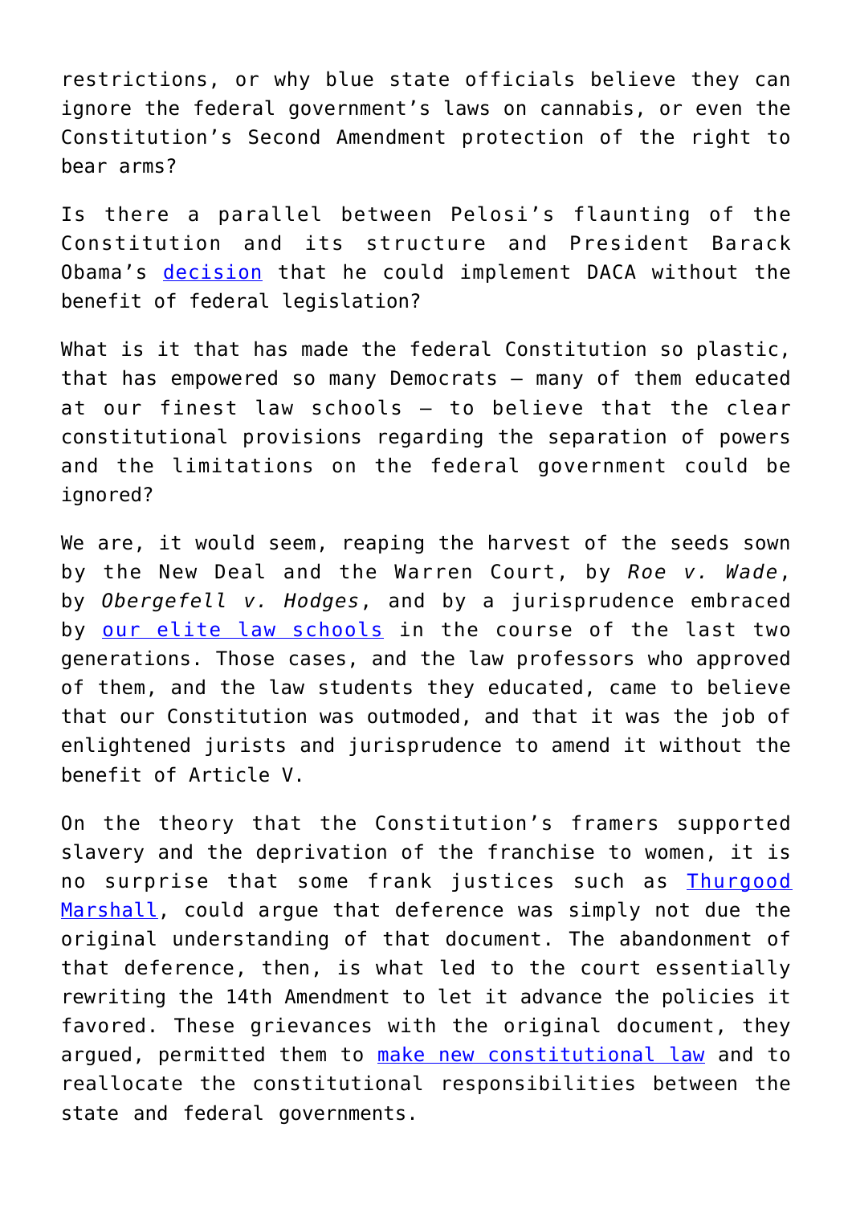restrictions, or why blue state officials believe they can ignore the federal government's laws on cannabis, or even the Constitution's Second Amendment protection of the right to bear arms?

Is there a parallel between Pelosi's flaunting of the Constitution and its structure and President Barack Obama's decision that he could implement DACA without the benefit of federal legislation?

What is it that has made the federal Constitution so plastic, that has empowered so many Democrats — many of them educated at our finest law schools — to believe that the clear constitutional provisions regarding the separation of powers and the limitations on the federal government could be ignored?

We are, it would seem, reaping the harvest of the seeds sown by the New Deal and the Warren Court, by *Roe v. Wade*, by *Obergefell v. Hodges*, and by a jurisprudence embraced by our elite law schools in the course of the last two generations. Those cases, and the law professors who approved of them, and the law students they educated, came to believe that our Constitution was outmoded, and that it was the job of enlightened jurists and jurisprudence to amend it without the benefit of Article V.

On the theory that the Constitution's framers supported slavery and the deprivation of the franchise to women, it is no surprise that some frank justices such as Thurgood Marshall, could argue that deference was simply not due the original understanding of that document. The abandonment of that deference, then, is what led to the court essentially rewriting the 14th Amendment to let it advance the policies it favored. These grievances with the original document, they argued, permitted them to make new constitutional law and to reallocate the constitutional responsibilities between the state and federal governments.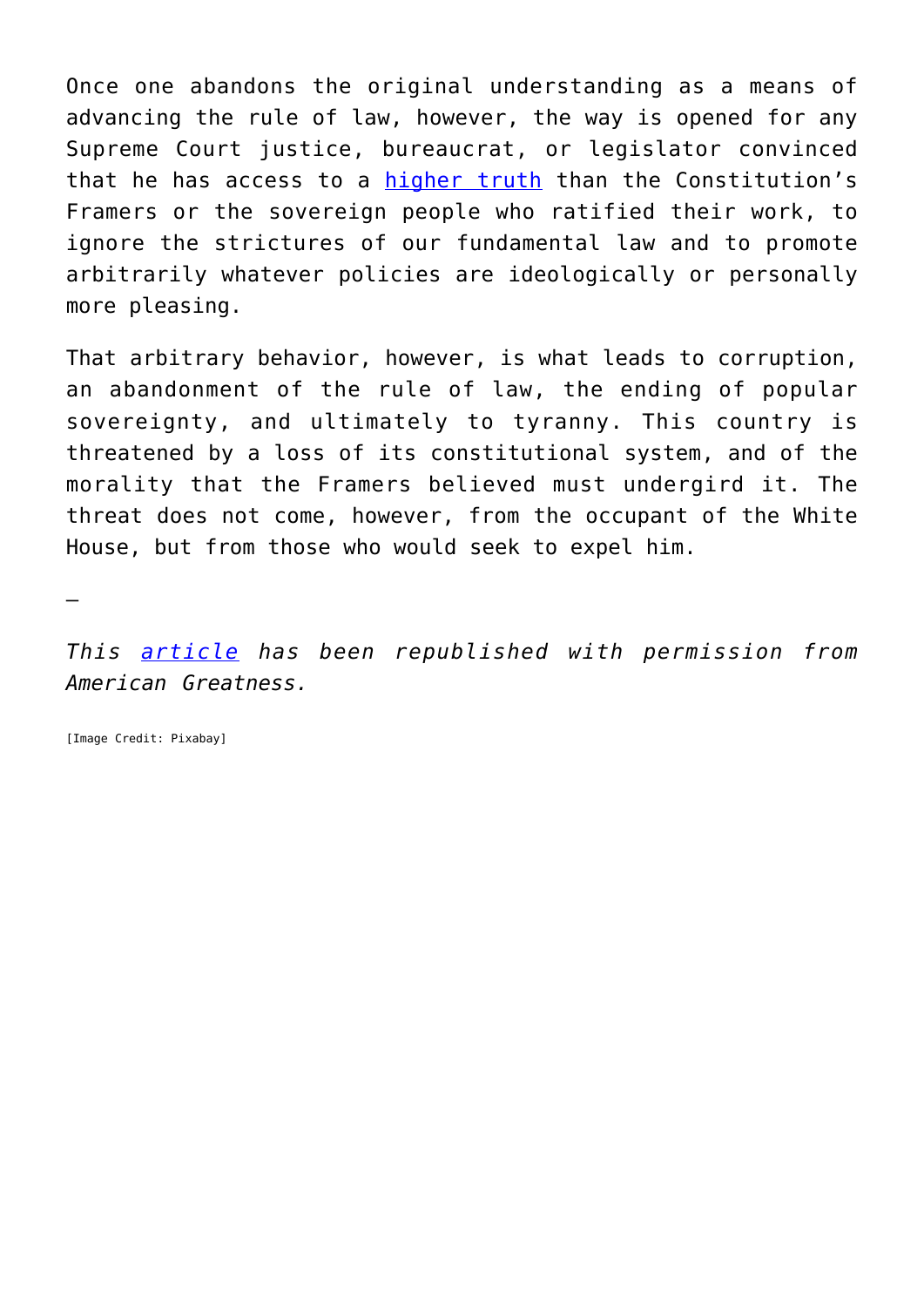Once one abandons the original understanding as a means of advancing the rule of law, however, the way is opened for any Supreme Court justice, bureaucrat, or legislator convinced that he has access to a higher truth than the Constitution's Framers or the sovereign people who ratified their work, to ignore the strictures of our fundamental law and to promote arbitrarily whatever policies are ideologically or personally more pleasing.

That arbitrary behavior, however, is what leads to corruption, an abandonment of the rule of law, the ending of popular sovereignty, and ultimately to tyranny. This country is threatened by a loss of its constitutional system, and of the morality that the Framers believed must undergird it. The threat does not come, however, from the occupant of the White House, but from those who would seek to expel him.

—

*This article has been republished with permission from American Greatness.*

[Image Credit: Pixabay]